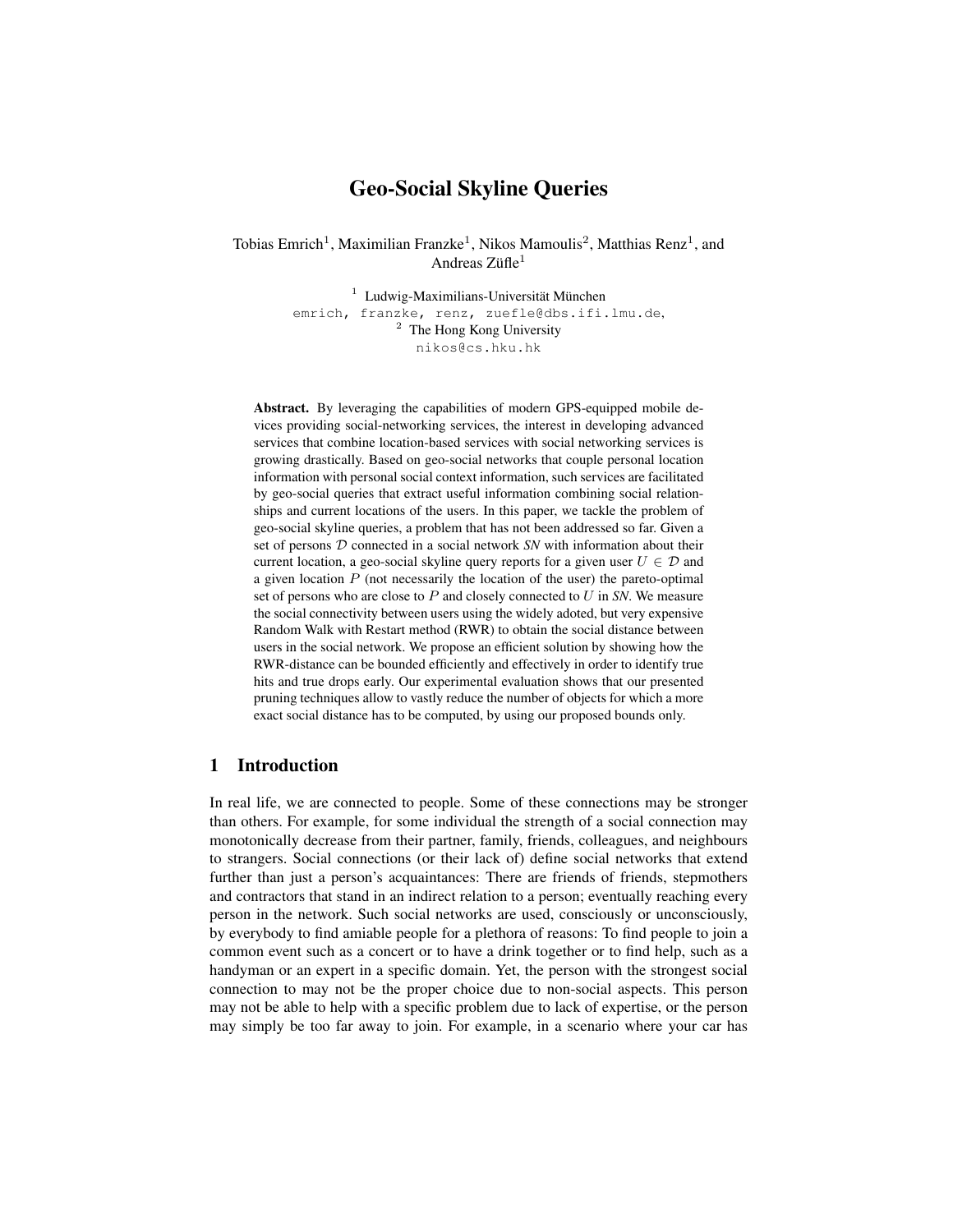# Geo-Social Skyline Queries

Tobias Emrich[1], Maximilian Franzke[1], Nikos Mamoulis[2], Matthias Renz[1], and Andreas Züfle[1]

[1] Ludwig-Maximilians-Universität München
emrich, franzke, renz, zuefle@dbs.ifi.lmu.de,
[2] The Hong Kong University
nikos@cs.hku.hk

**Abstract.** By leveraging the capabilities of modern GPS-equipped mobile devices providing social-networking services, the interest in developing advanced services that combine location-based services with social networking services is growing drastically. Based on geo-social networks that couple personal location information with personal social context information, such services are facilitated by geo-social queries that extract useful information combining social relationships and current locations of the users. In this paper, we tackle the problem of geo-social skyline queries, a problem that has not been addressed so far. Given a set of persons $\mathcal{D}$ connected in a social network *SN* with information about their current location, a geo-social skyline query reports for a given user $U \in \mathcal{D}$ and a given location $P$ (not necessarily the location of the user) the pareto-optimal set of persons who are close to $P$ and closely connected to $U$ in *SN*. We measure the social connectivity between users using the widely adoted, but very expensive Random Walk with Restart method (RWR) to obtain the social distance between users in the social network. We propose an efficient solution by showing how the RWR-distance can be bounded efficiently and effectively in order to identify true hits and true drops early. Our experimental evaluation shows that our presented pruning techniques allow to vastly reduce the number of objects for which a more exact social distance has to be computed, by using our proposed bounds only.

## 1 Introduction

In real life, we are connected to people. Some of these connections may be stronger than others. For example, for some individual the strength of a social connection may monotonically decrease from their partner, family, friends, colleagues, and neighbours to strangers. Social connections (or their lack of) define social networks that extend further than just a person's acquaintances: There are friends of friends, stepmothers and contractors that stand in an indirect relation to a person; eventually reaching every person in the network. Such social networks are used, consciously or unconsciously, by everybody to find amiable people for a plethora of reasons: To find people to join a common event such as a concert or to have a drink together or to find help, such as a handyman or an expert in a specific domain. Yet, the person with the strongest social connection to may not be the proper choice due to non-social aspects. This person may not be able to help with a specific problem due to lack of expertise, or the person may simply be too far away to join. For example, in a scenario where your car has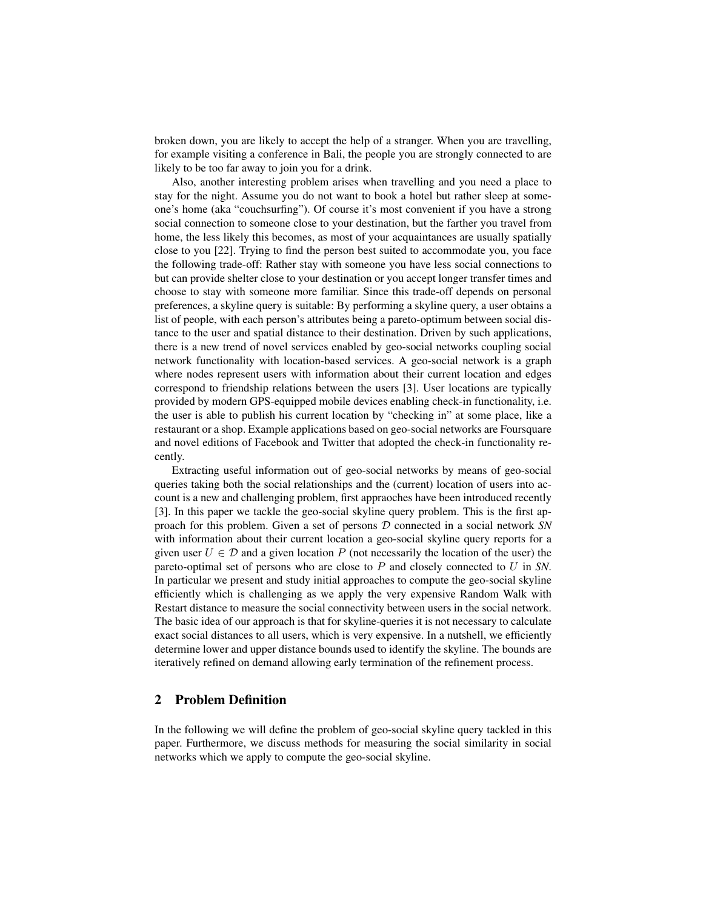broken down, you are likely to accept the help of a stranger. When you are travelling, for example visiting a conference in Bali, the people you are strongly connected to are likely to be too far away to join you for a drink.

Also, another interesting problem arises when travelling and you need a place to stay for the night. Assume you do not want to book a hotel but rather sleep at someone's home (aka "couchsurfing"). Of course it's most convenient if you have a strong social connection to someone close to your destination, but the farther you travel from home, the less likely this becomes, as most of your acquaintances are usually spatially close to you [22]. Trying to find the person best suited to accommodate you, you face the following trade-off: Rather stay with someone you have less social connections to but can provide shelter close to your destination or you accept longer transfer times and choose to stay with someone more familiar. Since this trade-off depends on personal preferences, a skyline query is suitable: By performing a skyline query, a user obtains a list of people, with each person's attributes being a pareto-optimum between social distance to the user and spatial distance to their destination. Driven by such applications, there is a new trend of novel services enabled by geo-social networks coupling social network functionality with location-based services. A geo-social network is a graph where nodes represent users with information about their current location and edges correspond to friendship relations between the users [3]. User locations are typically provided by modern GPS-equipped mobile devices enabling check-in functionality, i.e. the user is able to publish his current location by "checking in" at some place, like a restaurant or a shop. Example applications based on geo-social networks are Foursquare and novel editions of Facebook and Twitter that adopted the check-in functionality recently.

Extracting useful information out of geo-social networks by means of geo-social queries taking both the social relationships and the (current) location of users into account is a new and challenging problem, first appraoches have been introduced recently [3]. In this paper we tackle the geo-social skyline query problem. This is the first approach for this problem. Given a set of persons $\mathcal{D}$ connected in a social network *SN* with information about their current location a geo-social skyline query reports for a given user $U \in \mathcal{D}$ and a given location $P$ (not necessarily the location of the user) the pareto-optimal set of persons who are close to $P$ and closely connected to $U$ in *SN*. In particular we present and study initial approaches to compute the geo-social skyline efficiently which is challenging as we apply the very expensive Random Walk with Restart distance to measure the social connectivity between users in the social network. The basic idea of our approach is that for skyline-queries it is not necessary to calculate exact social distances to all users, which is very expensive. In a nutshell, we efficiently determine lower and upper distance bounds used to identify the skyline. The bounds are iteratively refined on demand allowing early termination of the refinement process.

## 2 Problem Definition

In the following we will define the problem of geo-social skyline query tackled in this paper. Furthermore, we discuss methods for measuring the social similarity in social networks which we apply to compute the geo-social skyline.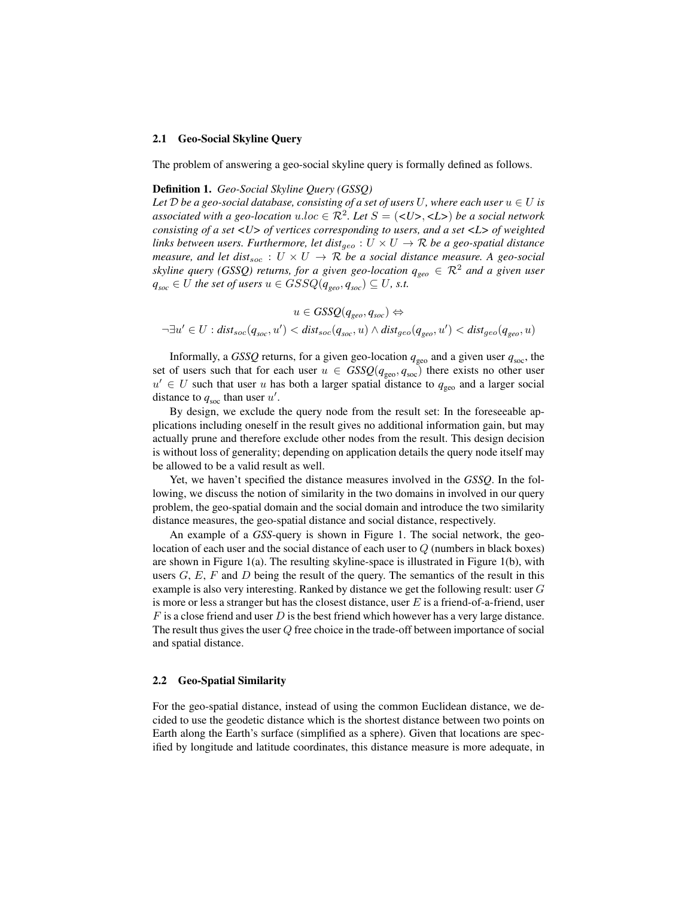### 2.1 Geo-Social Skyline Query

The problem of answering a geo-social skyline query is formally defined as follows.

**Definition 1.** *Geo-Social Skyline Query (GSSQ)*
*Let $\mathcal{D}$ be a geo-social database, consisting of a set of users $U$, where each user $u \in U$ is associated with a geo-location $u.loc \in \mathcal{R}^2$. Let $S = (\text{<U>}, \text{<L>})$ be a social network consisting of a set <U> of vertices corresponding to users, and a set <L> of weighted links between users. Furthermore, let $dist_{geo} : U \times U \rightarrow \mathcal{R}$ be a geo-spatial distance measure, and let $dist_{soc} : U \times U \rightarrow \mathcal{R}$ be a social distance measure. A geo-social skyline query (GSSQ) returns, for a given geo-location $q_{geo} \in \mathcal{R}^2$ and a given user $q_{soc} \in U$ the set of users $u \in GSSQ(q_{geo}, q_{soc}) \subseteq U$, s.t.*

$$u \in GSSQ(q_{geo}, q_{soc}) \Leftrightarrow$$
$$\neg \exists u' \in U : dist_{soc}(q_{soc}, u') < dist_{soc}(q_{soc}, u) \wedge dist_{geo}(q_{geo}, u') < dist_{geo}(q_{geo}, u)$$

Informally, a *GSSQ* returns, for a given geo-location $q_{\text{geo}}$ and a given user $q_{\text{soc}}$, the set of users such that for each user $u \in GSSQ(q_{\text{geo}}, q_{\text{soc}})$ there exists no other user $u' \in U$ such that user $u$ has both a larger spatial distance to $q_{\text{geo}}$ and a larger social distance to $q_{\text{soc}}$ than user $u'$.

By design, we exclude the query node from the result set: In the foreseeable applications including oneself in the result gives no additional information gain, but may actually prune and therefore exclude other nodes from the result. This design decision is without loss of generality; depending on application details the query node itself may be allowed to be a valid result as well.

Yet, we haven't specified the distance measures involved in the *GSSQ*. In the following, we discuss the notion of similarity in the two domains in involved in our query problem, the geo-spatial domain and the social domain and introduce the two similarity distance measures, the geo-spatial distance and social distance, respectively.

An example of a *GSS*-query is shown in Figure 1. The social network, the geo-location of each user and the social distance of each user to $Q$ (numbers in black boxes) are shown in Figure 1(a). The resulting skyline-space is illustrated in Figure 1(b), with users $G$, $E$, $F$ and $D$ being the result of the query. The semantics of the result in this example is also very interesting. Ranked by distance we get the following result: user $G$ is more or less a stranger but has the closest distance, user $E$ is a friend-of-a-friend, user $F$ is a close friend and user $D$ is the best friend which however has a very large distance. The result thus gives the user $Q$ free choice in the trade-off between importance of social and spatial distance.

### 2.2 Geo-Spatial Similarity

For the geo-spatial distance, instead of using the common Euclidean distance, we decided to use the geodetic distance which is the shortest distance between two points on Earth along the Earth's surface (simplified as a sphere). Given that locations are specified by longitude and latitude coordinates, this distance measure is more adequate, in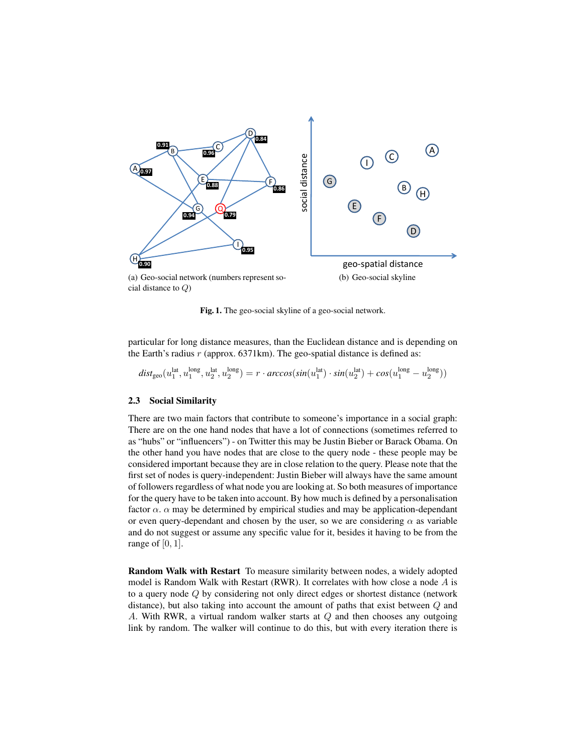(a) Geo-social network (numbers represent social distance to $Q$)

(b) Geo-social skyline

**Fig. 1.** The geo-social skyline of a geo-social network.

particular for long distance measures, than the Euclidean distance and is depending on the Earth's radius $r$ (approx. 6371km). The geo-spatial distance is defined as:

$$dist_{\text{geo}}(u_1^{\text{lat}}, u_1^{\text{long}}, u_2^{\text{lat}}, u_2^{\text{long}}) = r \cdot arccos(sin(u_1^{\text{lat}}) \cdot sin(u_2^{\text{lat}}) + cos(u_1^{\text{long}} - u_2^{\text{long}}))$$

### 2.3 Social Similarity

There are two main factors that contribute to someone's importance in a social graph: There are on the one hand nodes that have a lot of connections (sometimes referred to as "hubs" or "influencers") - on Twitter this may be Justin Bieber or Barack Obama. On the other hand you have nodes that are close to the query node - these people may be considered important because they are in close relation to the query. Please note that the first set of nodes is query-independent: Justin Bieber will always have the same amount of followers regardless of what node you are looking at. So both measures of importance for the query have to be taken into account. By how much is defined by a personalisation factor $\alpha$. $\alpha$ may be determined by empirical studies and may be application-dependant or even query-dependant and chosen by the user, so we are considering $\alpha$ as variable and do not suggest or assume any specific value for it, besides it having to be from the range of $[0, 1]$.

**Random Walk with Restart** To measure similarity between nodes, a widely adopted model is Random Walk with Restart (RWR). It correlates with how close a node $A$ is to a query node $Q$ by considering not only direct edges or shortest distance (network distance), but also taking into account the amount of paths that exist between $Q$ and $A$. With RWR, a virtual random walker starts at $Q$ and then chooses any outgoing link by random. The walker will continue to do this, but with every iteration there is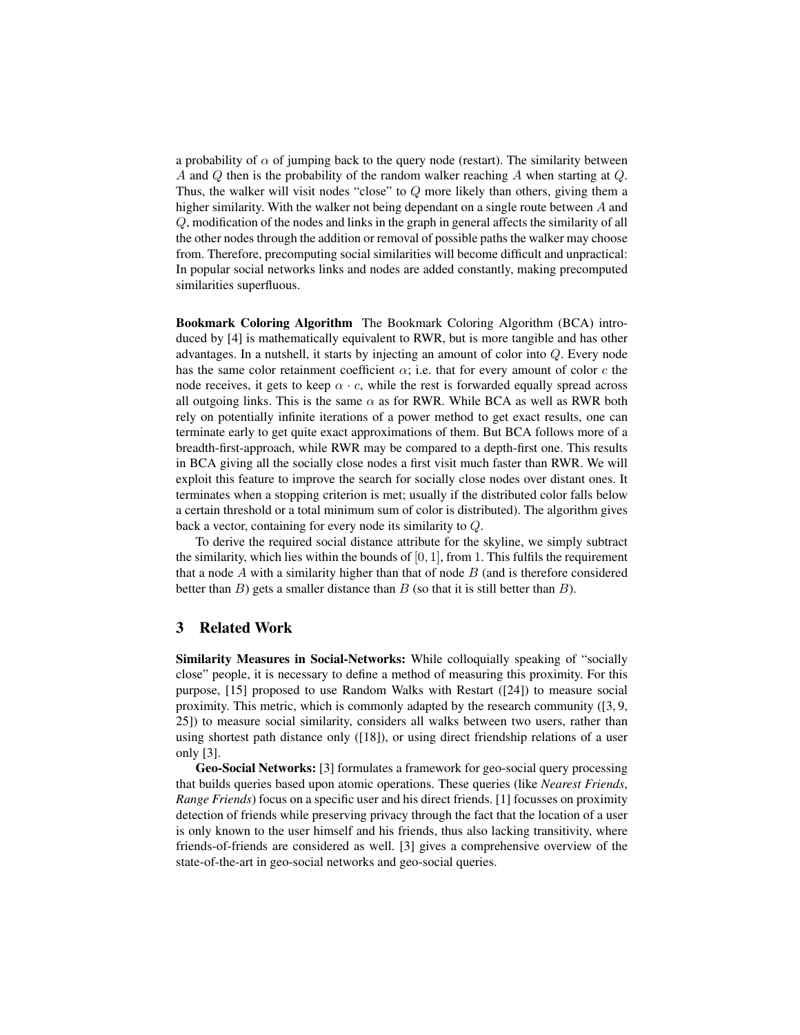a probability of $\alpha$ of jumping back to the query node (restart). The similarity between $A$ and $Q$ then is the probability of the random walker reaching $A$ when starting at $Q$. Thus, the walker will visit nodes "close" to $Q$ more likely than others, giving them a higher similarity. With the walker not being dependant on a single route between $A$ and $Q$, modification of the nodes and links in the graph in general affects the similarity of all the other nodes through the addition or removal of possible paths the walker may choose from. Therefore, precomputing social similarities will become difficult and unpractical: In popular social networks links and nodes are added constantly, making precomputed similarities superfluous.

**Bookmark Coloring Algorithm** The Bookmark Coloring Algorithm (BCA) introduced by [4] is mathematically equivalent to RWR, but is more tangible and has other advantages. In a nutshell, it starts by injecting an amount of color into $Q$. Every node has the same color retainment coefficient $\alpha$; i.e. that for every amount of color $c$ the node receives, it gets to keep $\alpha \cdot c$, while the rest is forwarded equally spread across all outgoing links. This is the same $\alpha$ as for RWR. While BCA as well as RWR both rely on potentially infinite iterations of a power method to get exact results, one can terminate early to get quite exact approximations of them. But BCA follows more of a breadth-first-approach, while RWR may be compared to a depth-first one. This results in BCA giving all the socially close nodes a first visit much faster than RWR. We will exploit this feature to improve the search for socially close nodes over distant ones. It terminates when a stopping criterion is met; usually if the distributed color falls below a certain threshold or a total minimum sum of color is distributed). The algorithm gives back a vector, containing for every node its similarity to $Q$.

To derive the required social distance attribute for the skyline, we simply subtract the similarity, which lies within the bounds of $[0, 1]$, from $1$. This fulfils the requirement that a node $A$ with a similarity higher than that of node $B$ (and is therefore considered better than $B$) gets a smaller distance than $B$ (so that it is still better than $B$).

## 3 Related Work

**Similarity Measures in Social-Networks:** While colloquially speaking of "socially close" people, it is necessary to define a method of measuring this proximity. For this purpose, [15] proposed to use Random Walks with Restart ([24]) to measure social proximity. This metric, which is commonly adapted by the research community ([3, 9, 25]) to measure social similarity, considers all walks between two users, rather than using shortest path distance only ([18]), or using direct friendship relations of a user only [3].

**Geo-Social Networks:** [3] formulates a framework for geo-social query processing that builds queries based upon atomic operations. These queries (like *Nearest Friends*, *Range Friends*) focus on a specific user and his direct friends. [1] focusses on proximity detection of friends while preserving privacy through the fact that the location of a user is only known to the user himself and his friends, thus also lacking transitivity, where friends-of-friends are considered as well. [3] gives a comprehensive overview of the state-of-the-art in geo-social networks and geo-social queries.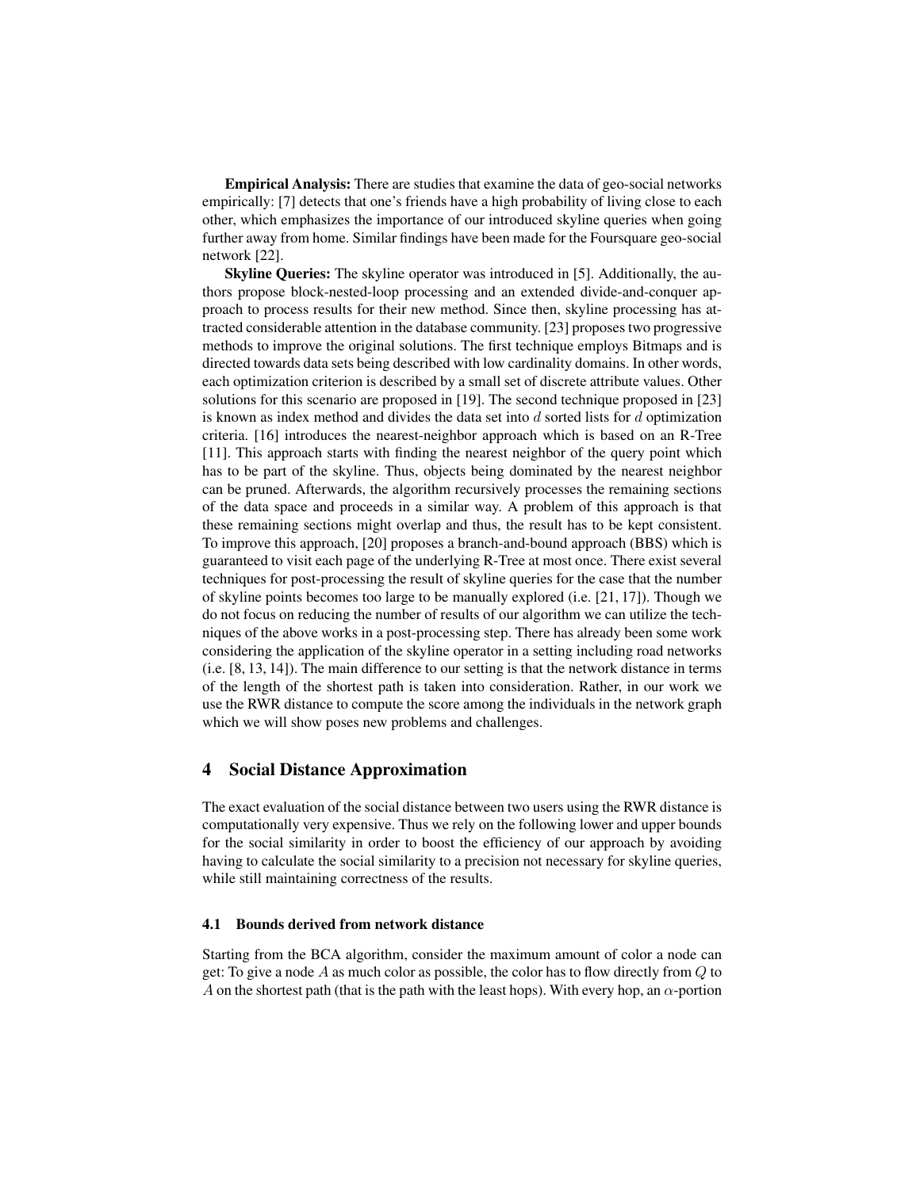**Empirical Analysis:** There are studies that examine the data of geo-social networks empirically: [7] detects that one's friends have a high probability of living close to each other, which emphasizes the importance of our introduced skyline queries when going further away from home. Similar findings have been made for the Foursquare geo-social network [22].

**Skyline Queries:** The skyline operator was introduced in [5]. Additionally, the authors propose block-nested-loop processing and an extended divide-and-conquer approach to process results for their new method. Since then, skyline processing has attracted considerable attention in the database community. [23] proposes two progressive methods to improve the original solutions. The first technique employs Bitmaps and is directed towards data sets being described with low cardinality domains. In other words, each optimization criterion is described by a small set of discrete attribute values. Other solutions for this scenario are proposed in [19]. The second technique proposed in [23] is known as index method and divides the data set into $d$ sorted lists for $d$ optimization criteria. [16] introduces the nearest-neighbor approach which is based on an R-Tree [11]. This approach starts with finding the nearest neighbor of the query point which has to be part of the skyline. Thus, objects being dominated by the nearest neighbor can be pruned. Afterwards, the algorithm recursively processes the remaining sections of the data space and proceeds in a similar way. A problem of this approach is that these remaining sections might overlap and thus, the result has to be kept consistent. To improve this approach, [20] proposes a branch-and-bound approach (BBS) which is guaranteed to visit each page of the underlying R-Tree at most once. There exist several techniques for post-processing the result of skyline queries for the case that the number of skyline points becomes too large to be manually explored (i.e. [21, 17]). Though we do not focus on reducing the number of results of our algorithm we can utilize the techniques of the above works in a post-processing step. There has already been some work considering the application of the skyline operator in a setting including road networks (i.e. [8, 13, 14]). The main difference to our setting is that the network distance in terms of the length of the shortest path is taken into consideration. Rather, in our work we use the RWR distance to compute the score among the individuals in the network graph which we will show poses new problems and challenges.

## 4 Social Distance Approximation

The exact evaluation of the social distance between two users using the RWR distance is computationally very expensive. Thus we rely on the following lower and upper bounds for the social similarity in order to boost the efficiency of our approach by avoiding having to calculate the social similarity to a precision not necessary for skyline queries, while still maintaining correctness of the results.

### 4.1 Bounds derived from network distance

Starting from the BCA algorithm, consider the maximum amount of color a node can get: To give a node $A$ as much color as possible, the color has to flow directly from $Q$ to $A$ on the shortest path (that is the path with the least hops). With every hop, an $\alpha$-portion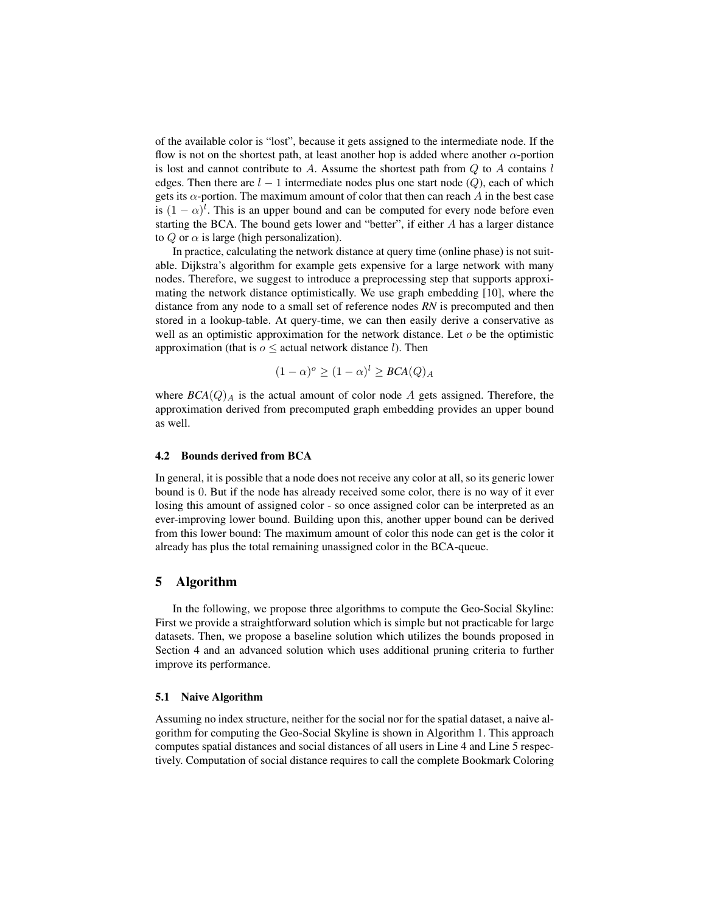of the available color is "lost", because it gets assigned to the intermediate node. If the flow is not on the shortest path, at least another hop is added where another $\alpha$-portion is lost and cannot contribute to $A$. Assume the shortest path from $Q$ to $A$ contains $l$ edges. Then there are $l-1$ intermediate nodes plus one start node ($Q$), each of which gets its $\alpha$-portion. The maximum amount of color that then can reach $A$ in the best case is $(1-\alpha)^l$. This is an upper bound and can be computed for every node before even starting the BCA. The bound gets lower and "better", if either $A$ has a larger distance to $Q$ or $\alpha$ is large (high personalization).

In practice, calculating the network distance at query time (online phase) is not suitable. Dijkstra's algorithm for example gets expensive for a large network with many nodes. Therefore, we suggest to introduce a preprocessing step that supports approximating the network distance optimistically. We use graph embedding [10], where the distance from any node to a small set of reference nodes *RN* is precomputed and then stored in a lookup-table. At query-time, we can then easily derive a conservative as well as an optimistic approximation for the network distance. Let $o$ be the optimistic approximation (that is $o \leq$ actual network distance $l$). Then

$$(1-\alpha)^o \geq (1-\alpha)^l \geq \mathit{BCA}(Q)_A$$

where $\mathit{BCA}(Q)_A$ is the actual amount of color node $A$ gets assigned. Therefore, the approximation derived from precomputed graph embedding provides an upper bound as well.

### 4.2 Bounds derived from BCA

In general, it is possible that a node does not receive any color at all, so its generic lower bound is 0. But if the node has already received some color, there is no way of it ever losing this amount of assigned color - so once assigned color can be interpreted as an ever-improving lower bound. Building upon this, another upper bound can be derived from this lower bound: The maximum amount of color this node can get is the color it already has plus the total remaining unassigned color in the BCA-queue.

## 5 Algorithm

In the following, we propose three algorithms to compute the Geo-Social Skyline: First we provide a straightforward solution which is simple but not practicable for large datasets. Then, we propose a baseline solution which utilizes the bounds proposed in Section 4 and an advanced solution which uses additional pruning criteria to further improve its performance.

### 5.1 Naive Algorithm

Assuming no index structure, neither for the social nor for the spatial dataset, a naive algorithm for computing the Geo-Social Skyline is shown in Algorithm 1. This approach computes spatial distances and social distances of all users in Line 4 and Line 5 respectively. Computation of social distance requires to call the complete Bookmark Coloring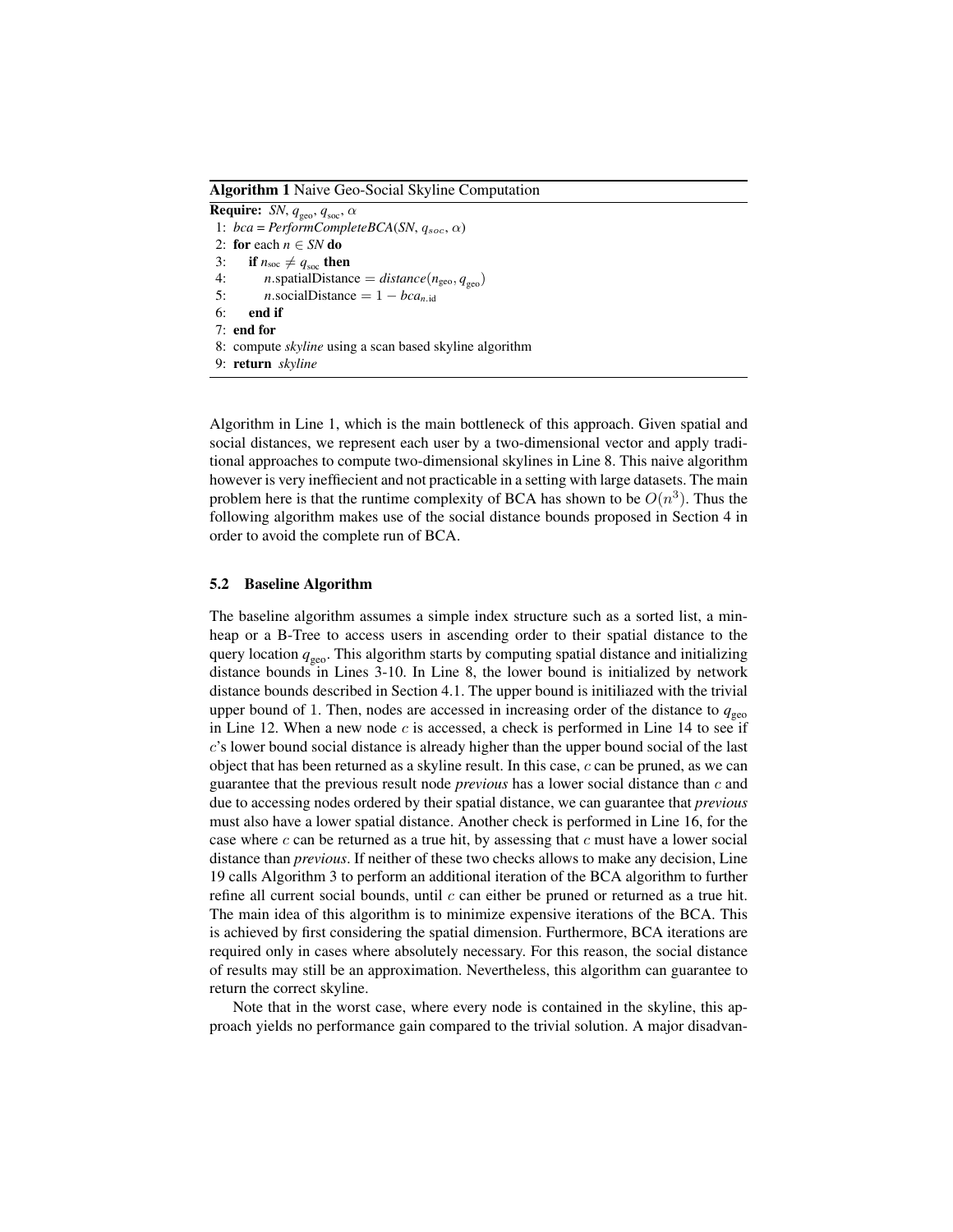**Algorithm 1** Naive Geo-Social Skyline Computation

```
Require: SN, q_geo, q_soc, α
1: bca = PerformCompleteBCA(SN, q_soc, α)
2: for each n ∈ SN do
3:    if n_soc ≠ q_soc then
4:       n.spatialDistance = distance(n_geo, q_geo)
5:       n.socialDistance = 1 − bca_{n.id}
6:    end if
7: end for
8: compute skyline using a scan based skyline algorithm
9: return skyline
```

Algorithm in Line 1, which is the main bottleneck of this approach. Given spatial and social distances, we represent each user by a two-dimensional vector and apply traditional approaches to compute two-dimensional skylines in Line 8. This naive algorithm however is very ineffiecient and not practicable in a setting with large datasets. The main problem here is that the runtime complexity of BCA has shown to be $O(n^3)$. Thus the following algorithm makes use of the social distance bounds proposed in Section 4 in order to avoid the complete run of BCA.

### 5.2 Baseline Algorithm

The baseline algorithm assumes a simple index structure such as a sorted list, a min-heap or a B-Tree to access users in ascending order to their spatial distance to the query location $q_{\text{geo}}$. This algorithm starts by computing spatial distance and initializing distance bounds in Lines 3-10. In Line 8, the lower bound is initialized by network distance bounds described in Section 4.1. The upper bound is initiliazed with the trivial upper bound of 1. Then, nodes are accessed in increasing order of the distance to $q_{\text{geo}}$ in Line 12. When a new node $c$ is accessed, a check is performed in Line 14 to see if $c$'s lower bound social distance is already higher than the upper bound social of the last object that has been returned as a skyline result. In this case, $c$ can be pruned, as we can guarantee that the previous result node *previous* has a lower social distance than $c$ and due to accessing nodes ordered by their spatial distance, we can guarantee that *previous* must also have a lower spatial distance. Another check is performed in Line 16, for the case where $c$ can be returned as a true hit, by assessing that $c$ must have a lower social distance than *previous*. If neither of these two checks allows to make any decision, Line 19 calls Algorithm 3 to perform an additional iteration of the BCA algorithm to further refine all current social bounds, until $c$ can either be pruned or returned as a true hit. The main idea of this algorithm is to minimize expensive iterations of the BCA. This is achieved by first considering the spatial dimension. Furthermore, BCA iterations are required only in cases where absolutely necessary. For this reason, the social distance of results may still be an approximation. Nevertheless, this algorithm can guarantee to return the correct skyline.

Note that in the worst case, where every node is contained in the skyline, this approach yields no performance gain compared to the trivial solution. A major disadvan-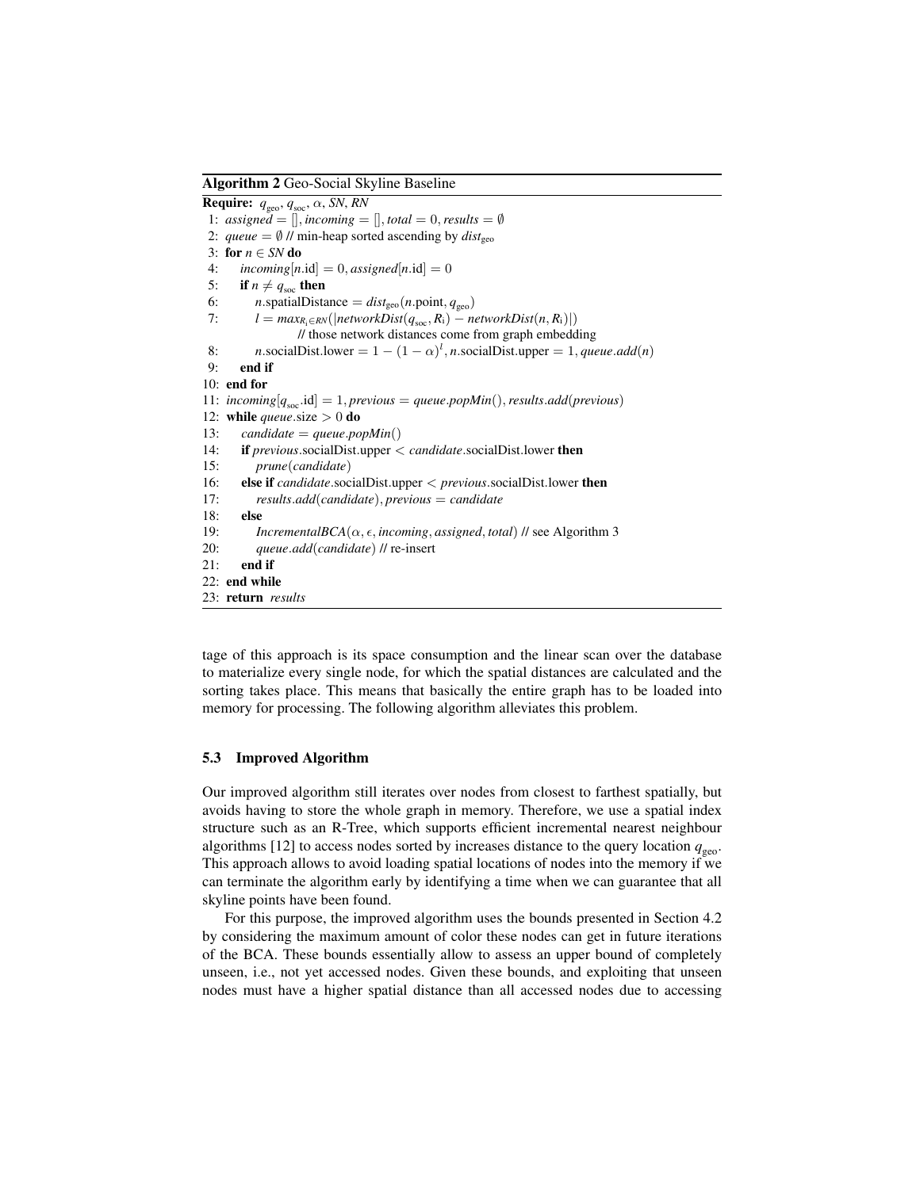**Algorithm 2** Geo-Social Skyline Baseline

**Require:** $q_{\text{geo}}$, $q_{\text{soc}}$, $\alpha$, $SN$, $RN$

1: $assigned = [], incoming = [], total = 0, results = \emptyset$
2: $queue = \emptyset$ // min-heap sorted ascending by $dist_{\text{geo}}$
3: **for** $n \in SN$ **do**
4: $\quad incoming[n.\text{id}] = 0, assigned[n.\text{id}] = 0$
5: $\quad$ **if** $n \neq q_{\text{soc}}$ **then**
6: $\quad\quad n.\text{spatialDistance} = dist_{\text{geo}}(n.\text{point}, q_{\text{geo}})$
7: $\quad\quad l = max_{R_i \in RN}(|networkDist(q_{\text{soc}}, R_i) - networkDist(n, R_i)|)$
$\quad\quad\quad$ // those network distances come from graph embedding
8: $\quad\quad n.\text{socialDist.lower} = 1 - (1-\alpha)^l, n.\text{socialDist.upper} = 1, queue.add(n)$
9: $\quad$ **end if**
10: **end for**
11: $incoming[q_{\text{soc}}.\text{id}] = 1, previous = queue.popMin(), results.add(previous)$
12: **while** $queue.\text{size} > 0$ **do**
13: $\quad candidate = queue.popMin()$
14: $\quad$ **if** $previous.\text{socialDist.upper} < candidate.\text{socialDist.lower}$ **then**
15: $\quad\quad prune(candidate)$
16: $\quad$ **else if** $candidate.\text{socialDist.upper} < previous.\text{socialDist.lower}$ **then**
17: $\quad\quad results.add(candidate), previous = candidate$
18: $\quad$ **else**
19: $\quad\quad IncrementalBCA(\alpha, \epsilon, incoming, assigned, total)$ // see Algorithm 3
20: $\quad\quad queue.add(candidate)$ // re-insert
21: $\quad$ **end if**
22: **end while**
23: **return** $results$

tage of this approach is its space consumption and the linear scan over the database to materialize every single node, for which the spatial distances are calculated and the sorting takes place. This means that basically the entire graph has to be loaded into memory for processing. The following algorithm alleviates this problem.

### 5.3 Improved Algorithm

Our improved algorithm still iterates over nodes from closest to farthest spatially, but avoids having to store the whole graph in memory. Therefore, we use a spatial index structure such as an R-Tree, which supports efficient incremental nearest neighbour algorithms [12] to access nodes sorted by increases distance to the query location $q_{\text{geo}}$. This approach allows to avoid loading spatial locations of nodes into the memory if we can terminate the algorithm early by identifying a time when we can guarantee that all skyline points have been found.

For this purpose, the improved algorithm uses the bounds presented in Section 4.2 by considering the maximum amount of color these nodes can get in future iterations of the BCA. These bounds essentially allow to assess an upper bound of completely unseen, i.e., not yet accessed nodes. Given these bounds, and exploiting that unseen nodes must have a higher spatial distance than all accessed nodes due to accessing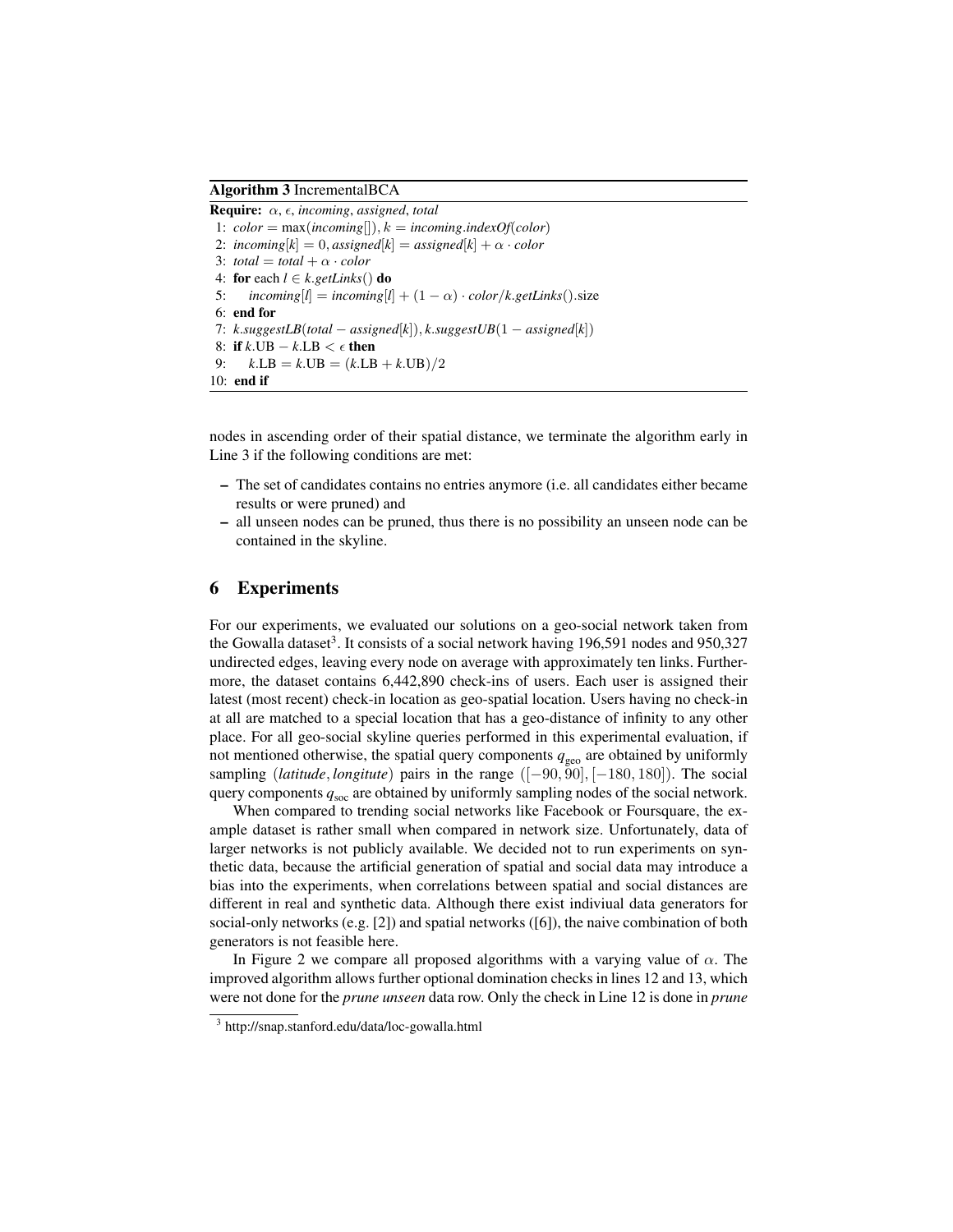**Algorithm 3** IncrementalBCA

```
Require: α, ε, incoming, assigned, total
 1: color = max(incoming[]), k = incoming.indexOf(color)
 2: incoming[k] = 0, assigned[k] = assigned[k] + α · color
 3: total = total + α · color
 4: for each l ∈ k.getLinks() do
 5:     incoming[l] = incoming[l] + (1 − α) · color/k.getLinks().size
 6: end for
 7: k.suggestLB(total − assigned[k]), k.suggestUB(1 − assigned[k])
 8: if k.UB − k.LB < ε then
 9:     k.LB = k.UB = (k.LB + k.UB)/2
10: end if
```

nodes in ascending order of their spatial distance, we terminate the algorithm early in Line 3 if the following conditions are met:

- The set of candidates contains no entries anymore (i.e. all candidates either became results or were pruned) and
- all unseen nodes can be pruned, thus there is no possibility an unseen node can be contained in the skyline.

## 6 Experiments

For our experiments, we evaluated our solutions on a geo-social network taken from the Gowalla dataset[3]. It consists of a social network having 196,591 nodes and 950,327 undirected edges, leaving every node on average with approximately ten links. Furthermore, the dataset contains 6,442,890 check-ins of users. Each user is assigned their latest (most recent) check-in location as geo-spatial location. Users having no check-in at all are matched to a special location that has a geo-distance of infinity to any other place. For all geo-social skyline queries performed in this experimental evaluation, if not mentioned otherwise, the spatial query components $q_{\text{geo}}$ are obtained by uniformly sampling (*latitude*, *longitute*) pairs in the range $([-90, 90], [-180, 180])$. The social query components $q_{\text{soc}}$ are obtained by uniformly sampling nodes of the social network.

When compared to trending social networks like Facebook or Foursquare, the example dataset is rather small when compared in network size. Unfortunately, data of larger networks is not publicly available. We decided not to run experiments on synthetic data, because the artificial generation of spatial and social data may introduce a bias into the experiments, when correlations between spatial and social distances are different in real and synthetic data. Although there exist indiviual data generators for social-only networks (e.g. [2]) and spatial networks ([6]), the naive combination of both generators is not feasible here.

In Figure 2 we compare all proposed algorithms with a varying value of $\alpha$. The improved algorithm allows further optional domination checks in lines 12 and 13, which were not done for the *prune unseen* data row. Only the check in Line 12 is done in *prune*

[3] http://snap.stanford.edu/data/loc-gowalla.html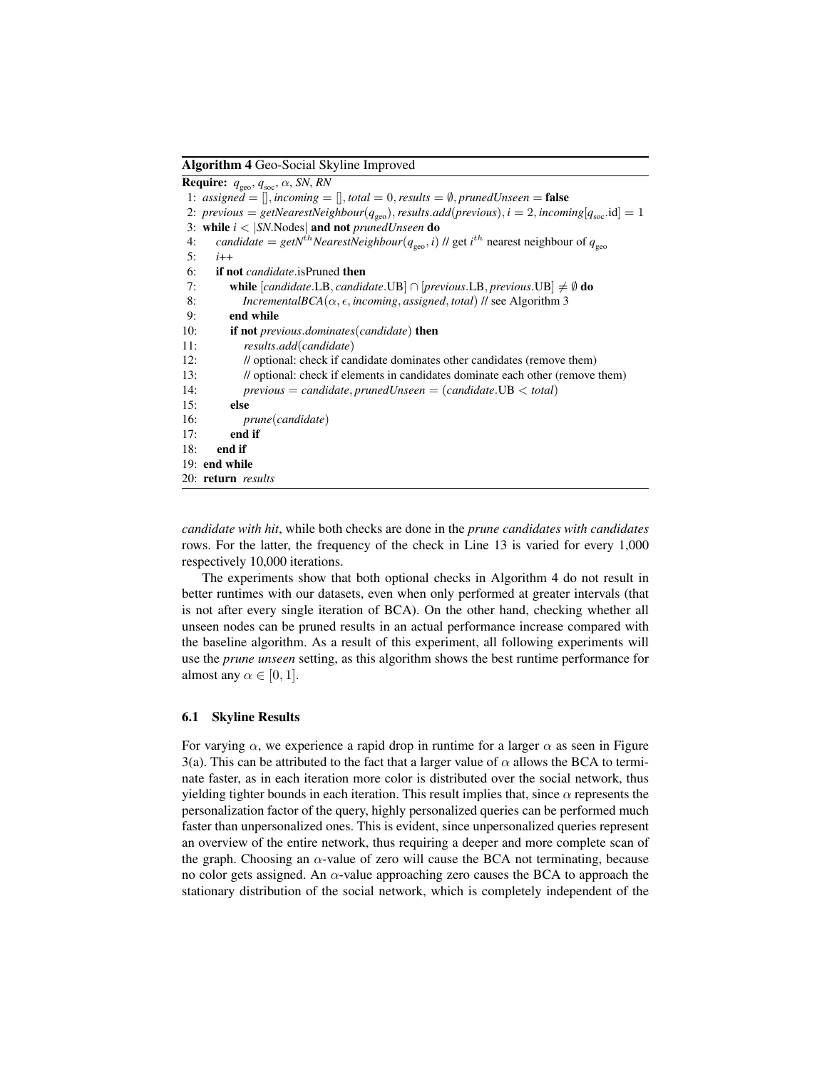**Algorithm 4** Geo-Social Skyline Improved

**Require:** $q_{\text{geo}}$, $q_{\text{soc}}$, $\alpha$, *SN*, *RN*

```
 1: assigned = [], incoming = [], total = 0, results = ∅, prunedUnseen = false
 2: previous = getNearestNeighbour(q_geo), results.add(previous), i = 2, incoming[q_soc.id] = 1
 3: while i < |SN.Nodes| and not prunedUnseen do
 4:     candidate = getN^th NearestNeighbour(q_geo, i) // get i^th nearest neighbour of q_geo
 5:     i++
 6:     if not candidate.isPruned then
 7:         while [candidate.LB, candidate.UB] ∩ [previous.LB, previous.UB] ≠ ∅ do
 8:             IncrementalBCA(α, ϵ, incoming, assigned, total) // see Algorithm 3
 9:         end while
10:         if not previous.dominates(candidate) then
11:             results.add(candidate)
12:             // optional: check if candidate dominates other candidates (remove them)
13:             // optional: check if elements in candidates dominate each other (remove them)
14:             previous = candidate, prunedUnseen = (candidate.UB < total)
15:         else
16:             prune(candidate)
17:         end if
18:     end if
19: end while
20: return results
```

*candidate with hit*, while both checks are done in the *prune candidates with candidates* rows. For the latter, the frequency of the check in Line 13 is varied for every 1,000 respectively 10,000 iterations.

The experiments show that both optional checks in Algorithm 4 do not result in better runtimes with our datasets, even when only performed at greater intervals (that is not after every single iteration of BCA). On the other hand, checking whether all unseen nodes can be pruned results in an actual performance increase compared with the baseline algorithm. As a result of this experiment, all following experiments will use the *prune unseen* setting, as this algorithm shows the best runtime performance for almost any $\alpha \in [0, 1]$.

### 6.1 Skyline Results

For varying $\alpha$, we experience a rapid drop in runtime for a larger $\alpha$ as seen in Figure 3(a). This can be attributed to the fact that a larger value of $\alpha$ allows the BCA to terminate faster, as in each iteration more color is distributed over the social network, thus yielding tighter bounds in each iteration. This result implies that, since $\alpha$ represents the personalization factor of the query, highly personalized queries can be performed much faster than unpersonalized ones. This is evident, since unpersonalized queries represent an overview of the entire network, thus requiring a deeper and more complete scan of the graph. Choosing an $\alpha$-value of zero will cause the BCA not terminating, because no color gets assigned. An $\alpha$-value approaching zero causes the BCA to approach the stationary distribution of the social network, which is completely independent of the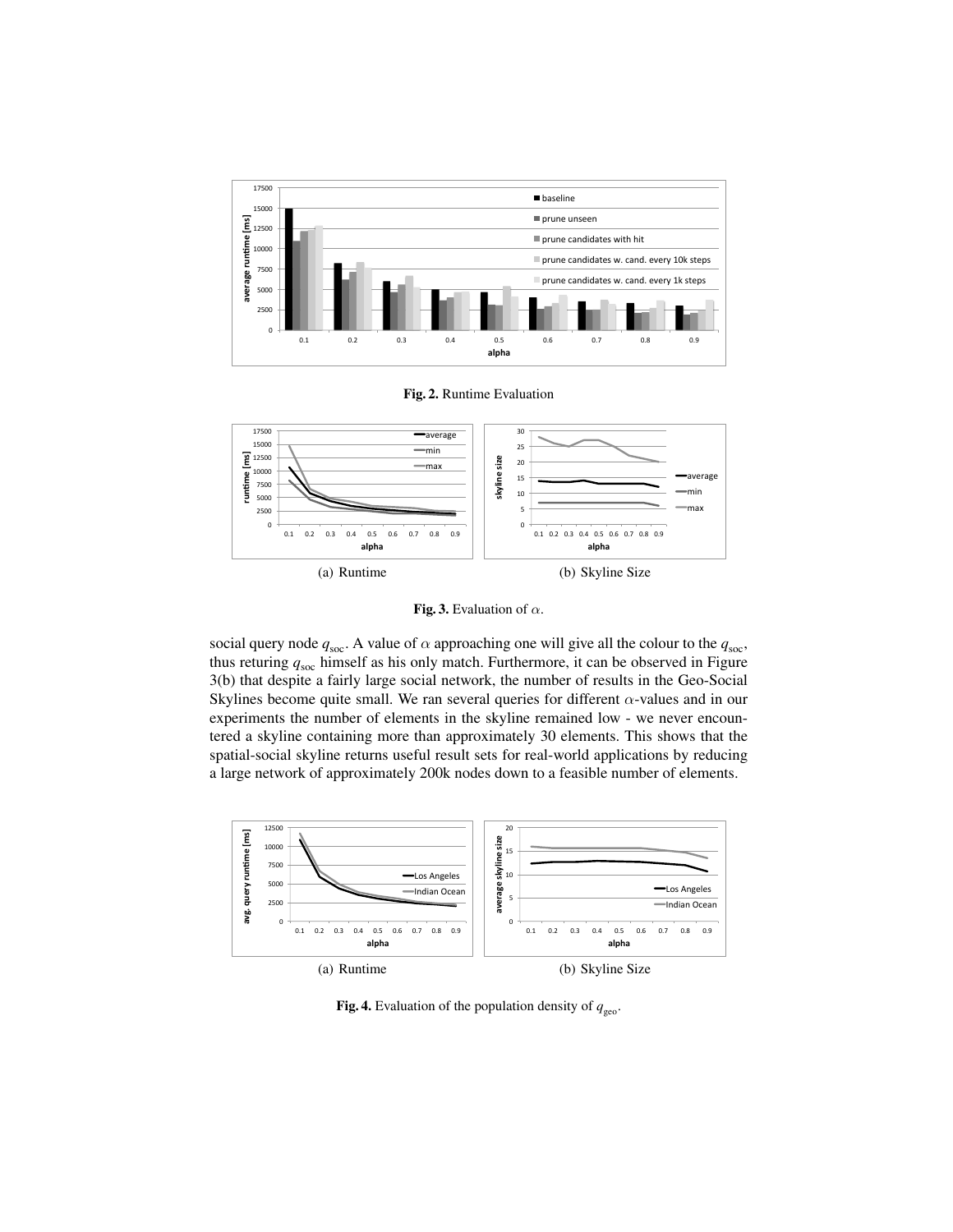Fig. 2. Runtime Evaluation

(a) Runtime

(b) Skyline Size

Fig. 3. Evaluation of $\alpha$.

social query node $q_{\text{soc}}$. A value of $\alpha$ approaching one will give all the colour to the $q_{\text{soc}}$, thus returing $q_{\text{soc}}$ himself as his only match. Furthermore, it can be observed in Figure 3(b) that despite a fairly large social network, the number of results in the Geo-Social Skylines become quite small. We ran several queries for different $\alpha$-values and in our experiments the number of elements in the skyline remained low - we never encountered a skyline containing more than approximately 30 elements. This shows that the spatial-social skyline returns useful result sets for real-world applications by reducing a large network of approximately 200k nodes down to a feasible number of elements.

(a) Runtime

(b) Skyline Size

Fig. 4. Evaluation of the population density of $q_{\text{geo}}$.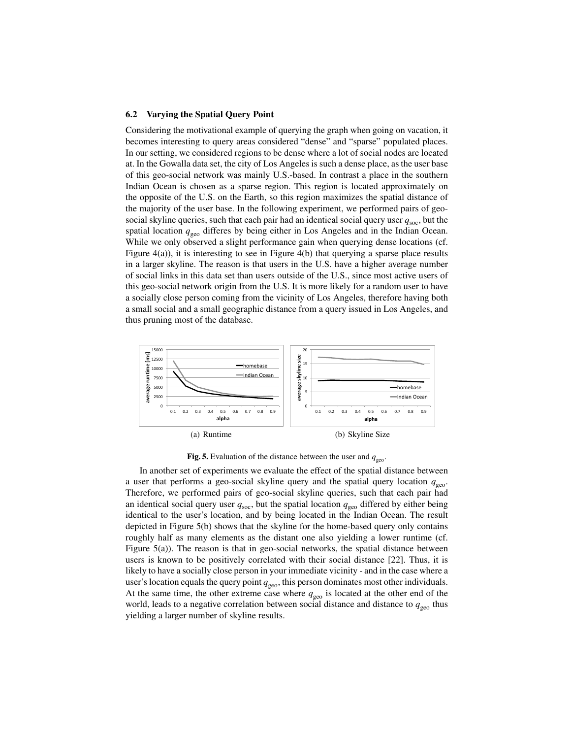### 6.2 Varying the Spatial Query Point

Considering the motivational example of querying the graph when going on vacation, it becomes interesting to query areas considered "dense" and "sparse" populated places. In our setting, we considered regions to be dense where a lot of social nodes are located at. In the Gowalla data set, the city of Los Angeles is such a dense place, as the user base of this geo-social network was mainly U.S.-based. In contrast a place in the southern Indian Ocean is chosen as a sparse region. This region is located approximately on the opposite of the U.S. on the Earth, so this region maximizes the spatial distance of the majority of the user base. In the following experiment, we performed pairs of geo-social skyline queries, such that each pair had an identical social query user $q_{\text{soc}}$, but the spatial location $q_{\text{geo}}$ differes by being either in Los Angeles and in the Indian Ocean. While we only observed a slight performance gain when querying dense locations (cf. Figure 4(a)), it is interesting to see in Figure 4(b) that querying a sparse place results in a larger skyline. The reason is that users in the U.S. have a higher average number of social links in this data set than users outside of the U.S., since most active users of this geo-social network origin from the U.S. It is more likely for a random user to have a socially close person coming from the vicinity of Los Angeles, therefore having both a small social and a small geographic distance from a query issued in Los Angeles, and thus pruning most of the database.

(a) Runtime

(b) Skyline Size

**Fig. 5.** Evaluation of the distance between the user and $q_{\text{geo}}$.

In another set of experiments we evaluate the effect of the spatial distance between a user that performs a geo-social skyline query and the spatial query location $q_{\text{geo}}$. Therefore, we performed pairs of geo-social skyline queries, such that each pair had an identical social query user $q_{\text{soc}}$, but the spatial location $q_{\text{geo}}$ differed by either being identical to the user's location, and by being located in the Indian Ocean. The result depicted in Figure 5(b) shows that the skyline for the home-based query only contains roughly half as many elements as the distant one also yielding a lower runtime (cf. Figure 5(a)). The reason is that in geo-social networks, the spatial distance between users is known to be positively correlated with their social distance [22]. Thus, it is likely to have a socially close person in your immediate vicinity - and in the case where a user's location equals the query point $q_{\text{geo}}$, this person dominates most other individuals. At the same time, the other extreme case where $q_{\text{geo}}$ is located at the other end of the world, leads to a negative correlation between social distance and distance to $q_{\text{geo}}$ thus yielding a larger number of skyline results.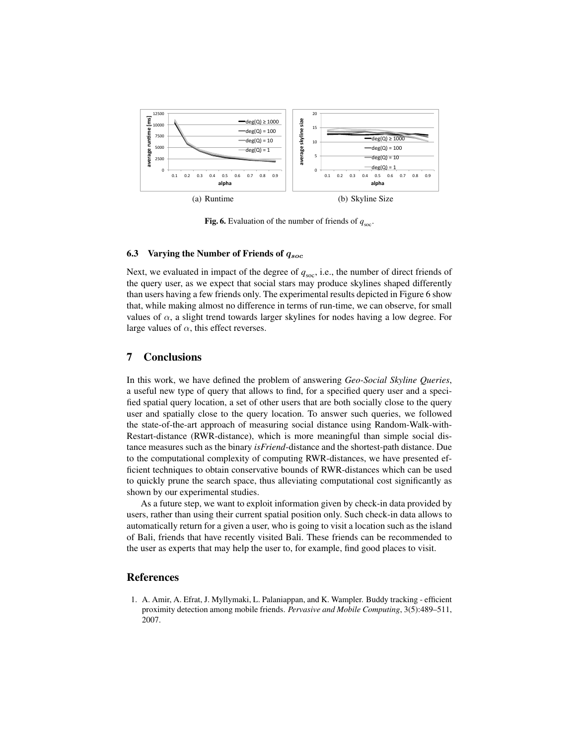(a) Runtime

(b) Skyline Size

**Fig. 6.** Evaluation of the number of friends of $q_{\text{soc}}$.

### 6.3 Varying the Number of Friends of $q_{soc}$

Next, we evaluated in impact of the degree of $q_{\text{soc}}$, i.e., the number of direct friends of the query user, as we expect that social stars may produce skylines shaped differently than users having a few friends only. The experimental results depicted in Figure 6 show that, while making almost no difference in terms of run-time, we can observe, for small values of $\alpha$, a slight trend towards larger skylines for nodes having a low degree. For large values of $\alpha$, this effect reverses.

## 7 Conclusions

In this work, we have defined the problem of answering *Geo-Social Skyline Queries*, a useful new type of query that allows to find, for a specified query user and a specified spatial query location, a set of other users that are both socially close to the query user and spatially close to the query location. To answer such queries, we followed the state-of-the-art approach of measuring social distance using Random-Walk-with-Restart-distance (RWR-distance), which is more meaningful than simple social distance measures such as the binary *isFriend*-distance and the shortest-path distance. Due to the computational complexity of computing RWR-distances, we have presented efficient techniques to obtain conservative bounds of RWR-distances which can be used to quickly prune the search space, thus alleviating computational cost significantly as shown by our experimental studies.

As a future step, we want to exploit information given by check-in data provided by users, rather than using their current spatial position only. Such check-in data allows to automatically return for a given a user, who is going to visit a location such as the island of Bali, friends that have recently visited Bali. These friends can be recommended to the user as experts that may help the user to, for example, find good places to visit.

## References

1. A. Amir, A. Efrat, J. Myllymaki, L. Palaniappan, and K. Wampler. Buddy tracking - efficient proximity detection among mobile friends. *Pervasive and Mobile Computing*, 3(5):489–511, 2007.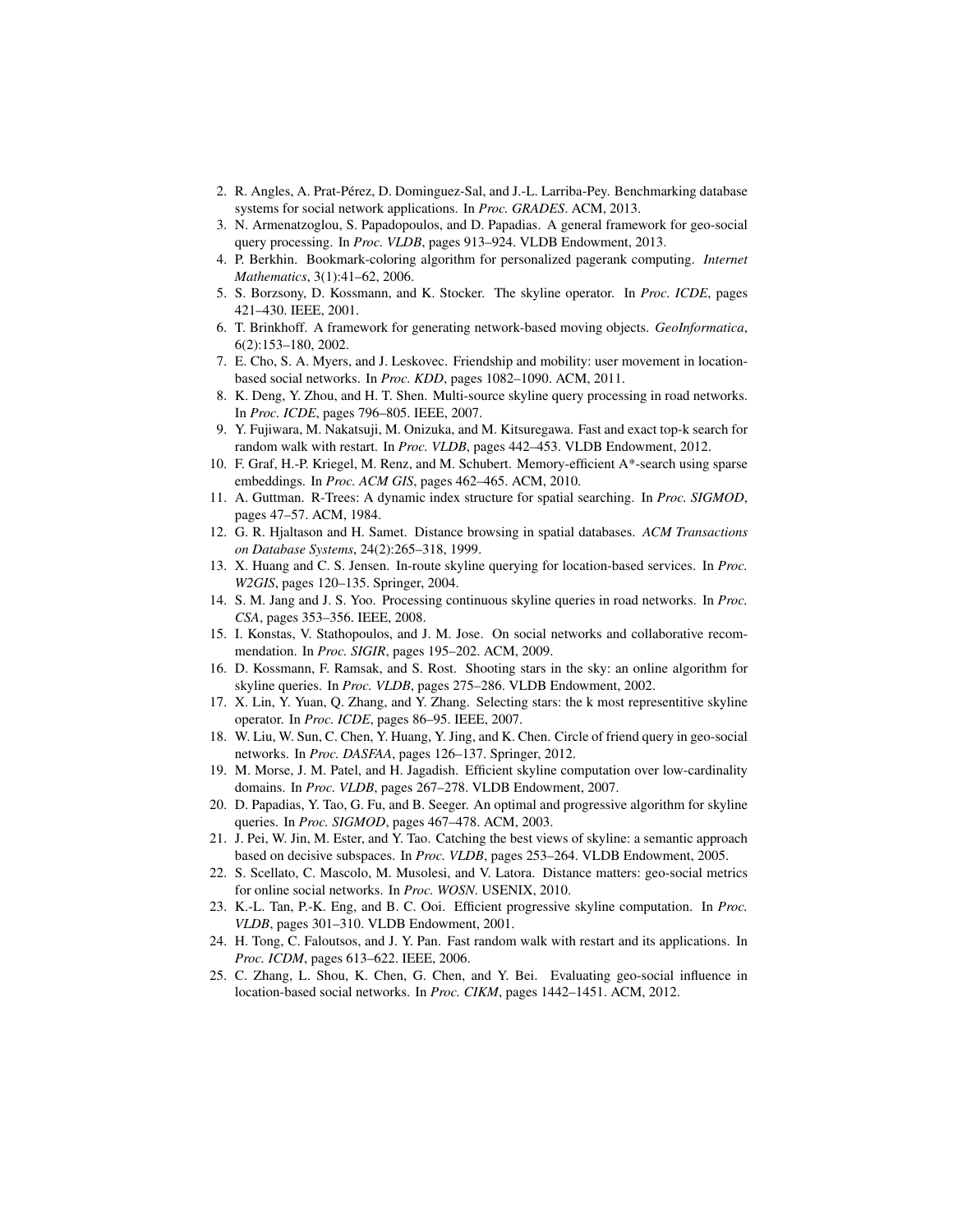2. R. Angles, A. Prat-Pérez, D. Dominguez-Sal, and J.-L. Larriba-Pey. Benchmarking database systems for social network applications. In *Proc. GRADES*. ACM, 2013.
3. N. Armenatzoglou, S. Papadopoulos, and D. Papadias. A general framework for geo-social query processing. In *Proc. VLDB*, pages 913–924. VLDB Endowment, 2013.
4. P. Berkhin. Bookmark-coloring algorithm for personalized pagerank computing. *Internet Mathematics*, 3(1):41–62, 2006.
5. S. Borzsony, D. Kossmann, and K. Stocker. The skyline operator. In *Proc. ICDE*, pages 421–430. IEEE, 2001.
6. T. Brinkhoff. A framework for generating network-based moving objects. *GeoInformatica*, 6(2):153–180, 2002.
7. E. Cho, S. A. Myers, and J. Leskovec. Friendship and mobility: user movement in location-based social networks. In *Proc. KDD*, pages 1082–1090. ACM, 2011.
8. K. Deng, Y. Zhou, and H. T. Shen. Multi-source skyline query processing in road networks. In *Proc. ICDE*, pages 796–805. IEEE, 2007.
9. Y. Fujiwara, M. Nakatsuji, M. Onizuka, and M. Kitsuregawa. Fast and exact top-k search for random walk with restart. In *Proc. VLDB*, pages 442–453. VLDB Endowment, 2012.
10. F. Graf, H.-P. Kriegel, M. Renz, and M. Schubert. Memory-efficient A*-search using sparse embeddings. In *Proc. ACM GIS*, pages 462–465. ACM, 2010.
11. A. Guttman. R-Trees: A dynamic index structure for spatial searching. In *Proc. SIGMOD*, pages 47–57. ACM, 1984.
12. G. R. Hjaltason and H. Samet. Distance browsing in spatial databases. *ACM Transactions on Database Systems*, 24(2):265–318, 1999.
13. X. Huang and C. S. Jensen. In-route skyline querying for location-based services. In *Proc. W2GIS*, pages 120–135. Springer, 2004.
14. S. M. Jang and J. S. Yoo. Processing continuous skyline queries in road networks. In *Proc. CSA*, pages 353–356. IEEE, 2008.
15. I. Konstas, V. Stathopoulos, and J. M. Jose. On social networks and collaborative recommendation. In *Proc. SIGIR*, pages 195–202. ACM, 2009.
16. D. Kossmann, F. Ramsak, and S. Rost. Shooting stars in the sky: an online algorithm for skyline queries. In *Proc. VLDB*, pages 275–286. VLDB Endowment, 2002.
17. X. Lin, Y. Yuan, Q. Zhang, and Y. Zhang. Selecting stars: the k most representitive skyline operator. In *Proc. ICDE*, pages 86–95. IEEE, 2007.
18. W. Liu, W. Sun, C. Chen, Y. Huang, Y. Jing, and K. Chen. Circle of friend query in geo-social networks. In *Proc. DASFAA*, pages 126–137. Springer, 2012.
19. M. Morse, J. M. Patel, and H. Jagadish. Efficient skyline computation over low-cardinality domains. In *Proc. VLDB*, pages 267–278. VLDB Endowment, 2007.
20. D. Papadias, Y. Tao, G. Fu, and B. Seeger. An optimal and progressive algorithm for skyline queries. In *Proc. SIGMOD*, pages 467–478. ACM, 2003.
21. J. Pei, W. Jin, M. Ester, and Y. Tao. Catching the best views of skyline: a semantic approach based on decisive subspaces. In *Proc. VLDB*, pages 253–264. VLDB Endowment, 2005.
22. S. Scellato, C. Mascolo, M. Musolesi, and V. Latora. Distance matters: geo-social metrics for online social networks. In *Proc. WOSN*. USENIX, 2010.
23. K.-L. Tan, P.-K. Eng, and B. C. Ooi. Efficient progressive skyline computation. In *Proc. VLDB*, pages 301–310. VLDB Endowment, 2001.
24. H. Tong, C. Faloutsos, and J. Y. Pan. Fast random walk with restart and its applications. In *Proc. ICDM*, pages 613–622. IEEE, 2006.
25. C. Zhang, L. Shou, K. Chen, G. Chen, and Y. Bei. Evaluating geo-social influence in location-based social networks. In *Proc. CIKM*, pages 1442–1451. ACM, 2012.